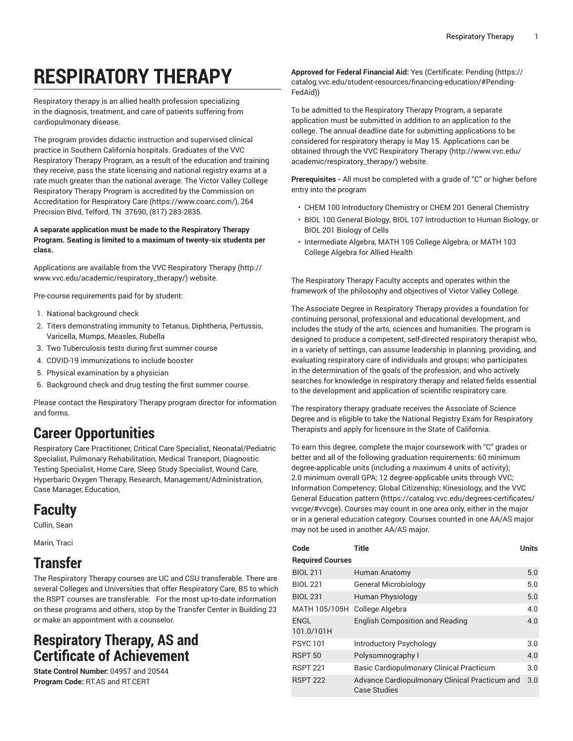# RESPIRATORY THERAPY

Respiratory therapy is an allied health profession specializing in the diagnosis, treatment, and care of patients suffering from cardiopulmonary disease.

The program provides didactic instruction and supervised clinical practice in Southern California hospitals. Graduates of the VVC Respiratory Therapy Program, as a result of the education and training they receive, pass the state licensing and national registry exams at a rate much greater than the national average. The Victor Valley College Respiratory Therapy Program is accredited by the Commission on Accreditation for Respiratory Care (https://www.coarc.com/), 264 Precision Blvd, Telford, TN 37690, (817) 283-2835.

**A separate application must be made to the Respiratory Therapy Program. Seating is limited to a maximum of twenty-six students per class.**

Applications are available from the VVC Respiratory Therapy (http://www.vvc.edu/academic/respiratory_therapy/) website.

Pre-course requirements paid for by student:

1. National background check
2. Titers demonstrating immunity to Tetanus, Diphtheria, Pertussis, Varicella, Mumps, Measles, Rubella
3. Two Tuberculosis tests during first summer course
4. COVID-19 immunizations to include booster
5. Physical examination by a physician
6. Background check and drug testing the first summer course.

Please contact the Respiratory Therapy program director for information and forms.

## Career Opportunities

Respiratory Care Practitioner, Critical Care Specialist, Neonatal/Pediatric Specialist, Pulmonary Rehabilitation, Medical Transport, Diagnostic Testing Specialist, Home Care, Sleep Study Specialist, Wound Care, Hyperbaric Oxygen Therapy, Research, Management/Administration, Case Manager, Education,

## Faculty

Cullin, Sean

Marin, Traci

## Transfer

The Respiratory Therapy courses are UC and CSU transferable. There are several Colleges and Universities that offer Respiratory Care, BS to which the RSPT courses are transferable. For the most up-to-date information on these programs and others, stop by the Transfer Center in Building 23 or make an appointment with a counselor.

## Respiratory Therapy, AS and Certificate of Achievement

**State Control Number:** 04957 and 20544
**Program Code:** RT.AS and RT.CERT

**Approved for Federal Financial Aid:** Yes (Certificate: Pending (https://catalog.vvc.edu/student-resources/financing-education/#Pending-FedAid))

To be admitted to the Respiratory Therapy Program, a separate application must be submitted in addition to an application to the college. The annual deadline date for submitting applications to be considered for respiratory therapy is May 15. Applications can be obtained through the VVC Respiratory Therapy (http://www.vvc.edu/academic/respiratory_therapy/) website.

**Prerequisites -** All must be completed with a grade of "C" or higher before entry into the program

- CHEM 100 Introductory Chemistry or CHEM 201 General Chemistry
- BIOL 100 General Biology, BIOL 107 Introduction to Human Biology, or BIOL 201 Biology of Cells
- Intermediate Algebra, MATH 105 College Algebra, or MATH 103 College Algebra for Allied Health

The Respiratory Therapy Faculty accepts and operates within the framework of the philosophy and objectives of Victor Valley College.

The Associate Degree in Respiratory Therapy provides a foundation for continuing personal, professional and educational development, and includes the study of the arts, sciences and humanities. The program is designed to produce a competent, self-directed respiratory therapist who, in a variety of settings, can assume leadership in planning, providing, and evaluating respiratory care of individuals and groups; who participates in the determination of the goals of the profession; and who actively searches for knowledge in respiratory therapy and related fields essential to the development and application of scientific respiratory care.

The respiratory therapy graduate receives the Associate of Science Degree and is eligible to take the National Registry Exam for Respiratory Therapists and apply for licensure in the State of California.

To earn this degree, complete the major coursework with "C" grades or better and all of the following graduation requirements: 60 minimum degree-applicable units (including a maximum 4 units of activity); 2.0 minimum overall GPA; 12 degree-applicable units through VVC; Information Competency; Global Citizenship; Kinesiology, and the VVC General Education pattern (https://catalog.vvc.edu/degrees-certificates/vvcge/#vvcge). Courses may count in one area only, either in the major or in a general education category. Courses counted in one AA/AS major may not be used in another AA/AS major.

| Code | Title | Units |
|---|---|---|
| **Required Courses** | | |
| BIOL 211 | Human Anatomy | 5.0 |
| BIOL 221 | General Microbiology | 5.0 |
| BIOL 231 | Human Physiology | 5.0 |
| MATH 105/105H | College Algebra | 4.0 |
| ENGL 101.0/101H | English Composition and Reading | 4.0 |
| PSYC 101 | Introductory Psychology | 3.0 |
| RSPT 50 | Polysomnography I | 4.0 |
| RSPT 221 | Basic Cardiopulmonary Clinical Practicum | 3.0 |
| RSPT 222 | Advance Cardiopulmonary Clinical Practicum and Case Studies | 3.0 |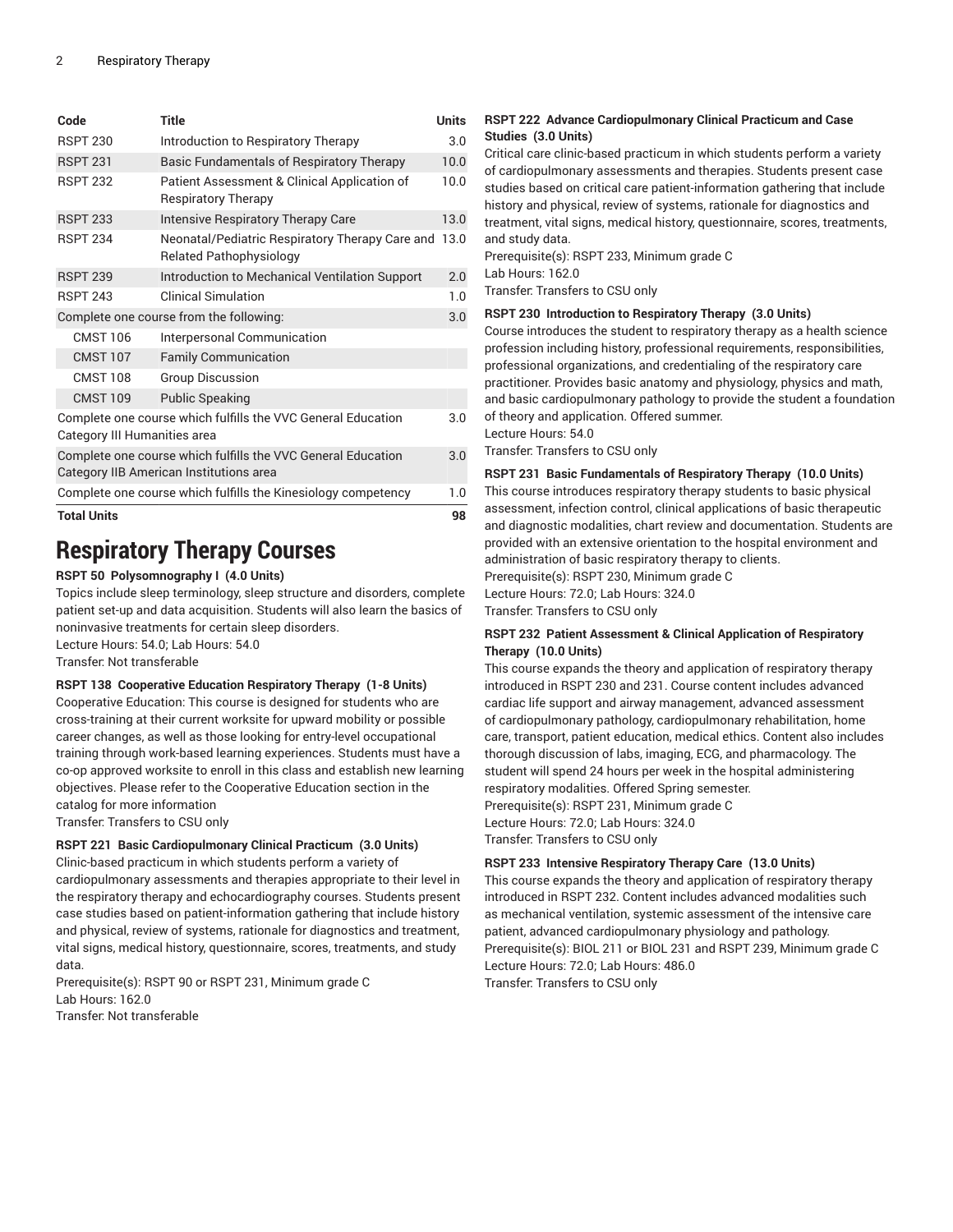| Code | Title | Units |
|---|---|---|
| RSPT 230 | Introduction to Respiratory Therapy | 3.0 |
| RSPT 231 | Basic Fundamentals of Respiratory Therapy | 10.0 |
| RSPT 232 | Patient Assessment & Clinical Application of Respiratory Therapy | 10.0 |
| RSPT 233 | Intensive Respiratory Therapy Care | 13.0 |
| RSPT 234 | Neonatal/Pediatric Respiratory Therapy Care and Related Pathophysiology | 13.0 |
| RSPT 239 | Introduction to Mechanical Ventilation Support | 2.0 |
| RSPT 243 | Clinical Simulation | 1.0 |
| Complete one course from the following: | | 3.0 |
| CMST 106 | Interpersonal Communication | |
| CMST 107 | Family Communication | |
| CMST 108 | Group Discussion | |
| CMST 109 | Public Speaking | |
| Complete one course which fulfills the VVC General Education Category III Humanities area | | 3.0 |
| Complete one course which fulfills the VVC General Education Category IIB American Institutions area | | 3.0 |
| Complete one course which fulfills the Kinesiology competency | | 1.0 |
| **Total Units** | | **98** |

# Respiratory Therapy Courses

**RSPT 50 Polysomnography I (4.0 Units)**

Topics include sleep terminology, sleep structure and disorders, complete patient set-up and data acquisition. Students will also learn the basics of noninvasive treatments for certain sleep disorders.
Lecture Hours: 54.0; Lab Hours: 54.0
Transfer: Not transferable

**RSPT 138 Cooperative Education Respiratory Therapy (1-8 Units)**

Cooperative Education: This course is designed for students who are cross-training at their current worksite for upward mobility or possible career changes, as well as those looking for entry-level occupational training through work-based learning experiences. Students must have a co-op approved worksite to enroll in this class and establish new learning objectives. Please refer to the Cooperative Education section in the catalog for more information
Transfer: Transfers to CSU only

**RSPT 221 Basic Cardiopulmonary Clinical Practicum (3.0 Units)**

Clinic-based practicum in which students perform a variety of cardiopulmonary assessments and therapies appropriate to their level in the respiratory therapy and echocardiography courses. Students present case studies based on patient-information gathering that include history and physical, review of systems, rationale for diagnostics and treatment, vital signs, medical history, questionnaire, scores, treatments, and study data.
Prerequisite(s): RSPT 90 or RSPT 231, Minimum grade C
Lab Hours: 162.0
Transfer: Not transferable

**RSPT 222 Advance Cardiopulmonary Clinical Practicum and Case Studies (3.0 Units)**

Critical care clinic-based practicum in which students perform a variety of cardiopulmonary assessments and therapies. Students present case studies based on critical care patient-information gathering that include history and physical, review of systems, rationale for diagnostics and treatment, vital signs, medical history, questionnaire, scores, treatments, and study data.
Prerequisite(s): RSPT 233, Minimum grade C
Lab Hours: 162.0
Transfer: Transfers to CSU only

**RSPT 230 Introduction to Respiratory Therapy (3.0 Units)**

Course introduces the student to respiratory therapy as a health science profession including history, professional requirements, responsibilities, professional organizations, and credentialing of the respiratory care practitioner. Provides basic anatomy and physiology, physics and math, and basic cardiopulmonary pathology to provide the student a foundation of theory and application. Offered summer.
Lecture Hours: 54.0
Transfer: Transfers to CSU only

**RSPT 231 Basic Fundamentals of Respiratory Therapy (10.0 Units)**

This course introduces respiratory therapy students to basic physical assessment, infection control, clinical applications of basic therapeutic and diagnostic modalities, chart review and documentation. Students are provided with an extensive orientation to the hospital environment and administration of basic respiratory therapy to clients.
Prerequisite(s): RSPT 230, Minimum grade C
Lecture Hours: 72.0; Lab Hours: 324.0
Transfer: Transfers to CSU only

**RSPT 232 Patient Assessment & Clinical Application of Respiratory Therapy (10.0 Units)**

This course expands the theory and application of respiratory therapy introduced in RSPT 230 and 231. Course content includes advanced cardiac life support and airway management, advanced assessment of cardiopulmonary pathology, cardiopulmonary rehabilitation, home care, transport, patient education, medical ethics. Content also includes thorough discussion of labs, imaging, ECG, and pharmacology. The student will spend 24 hours per week in the hospital administering respiratory modalities. Offered Spring semester.
Prerequisite(s): RSPT 231, Minimum grade C
Lecture Hours: 72.0; Lab Hours: 324.0
Transfer: Transfers to CSU only

**RSPT 233 Intensive Respiratory Therapy Care (13.0 Units)**

This course expands the theory and application of respiratory therapy introduced in RSPT 232. Content includes advanced modalities such as mechanical ventilation, systemic assessment of the intensive care patient, advanced cardiopulmonary physiology and pathology.
Prerequisite(s): BIOL 211 or BIOL 231 and RSPT 239, Minimum grade C
Lecture Hours: 72.0; Lab Hours: 486.0
Transfer: Transfers to CSU only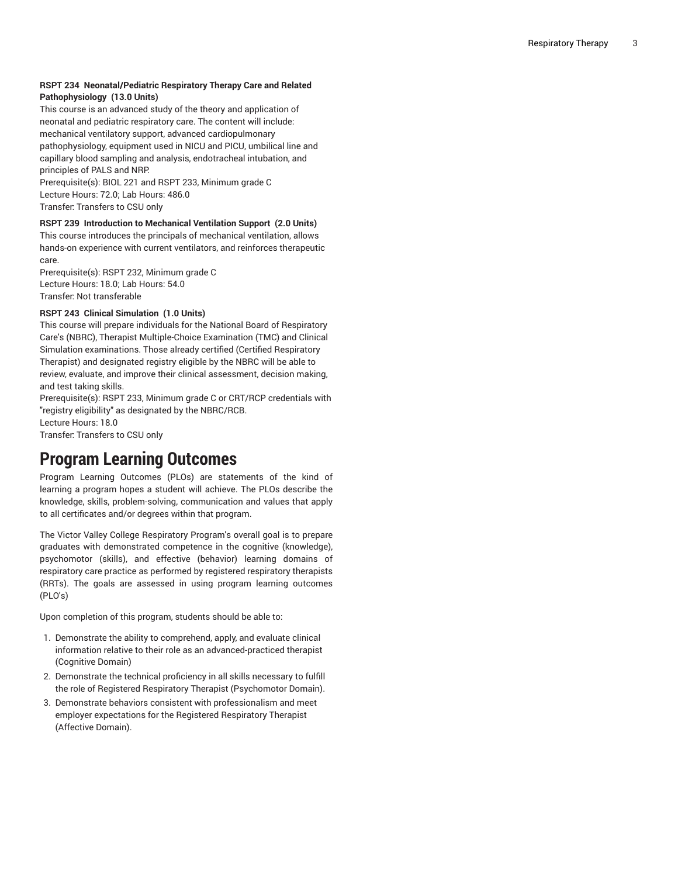**RSPT 234 Neonatal/Pediatric Respiratory Therapy Care and Related Pathophysiology (13.0 Units)**

This course is an advanced study of the theory and application of neonatal and pediatric respiratory care. The content will include: mechanical ventilatory support, advanced cardiopulmonary pathophysiology, equipment used in NICU and PICU, umbilical line and capillary blood sampling and analysis, endotracheal intubation, and principles of PALS and NRP.
Prerequisite(s): BIOL 221 and RSPT 233, Minimum grade C
Lecture Hours: 72.0; Lab Hours: 486.0
Transfer: Transfers to CSU only

**RSPT 239 Introduction to Mechanical Ventilation Support (2.0 Units)**

This course introduces the principals of mechanical ventilation, allows hands-on experience with current ventilators, and reinforces therapeutic care.
Prerequisite(s): RSPT 232, Minimum grade C
Lecture Hours: 18.0; Lab Hours: 54.0
Transfer: Not transferable

**RSPT 243 Clinical Simulation (1.0 Units)**

This course will prepare individuals for the National Board of Respiratory Care's (NBRC), Therapist Multiple-Choice Examination (TMC) and Clinical Simulation examinations. Those already certified (Certified Respiratory Therapist) and designated registry eligible by the NBRC will be able to review, evaluate, and improve their clinical assessment, decision making, and test taking skills.
Prerequisite(s): RSPT 233, Minimum grade C or CRT/RCP credentials with "registry eligibility" as designated by the NBRC/RCB.
Lecture Hours: 18.0
Transfer: Transfers to CSU only

# Program Learning Outcomes

Program Learning Outcomes (PLOs) are statements of the kind of learning a program hopes a student will achieve. The PLOs describe the knowledge, skills, problem-solving, communication and values that apply to all certificates and/or degrees within that program.

The Victor Valley College Respiratory Program's overall goal is to prepare graduates with demonstrated competence in the cognitive (knowledge), psychomotor (skills), and effective (behavior) learning domains of respiratory care practice as performed by registered respiratory therapists (RRTs). The goals are assessed in using program learning outcomes (PLO's)

Upon completion of this program, students should be able to:

1. Demonstrate the ability to comprehend, apply, and evaluate clinical information relative to their role as an advanced-practiced therapist (Cognitive Domain)
2. Demonstrate the technical proficiency in all skills necessary to fulfill the role of Registered Respiratory Therapist (Psychomotor Domain).
3. Demonstrate behaviors consistent with professionalism and meet employer expectations for the Registered Respiratory Therapist (Affective Domain).